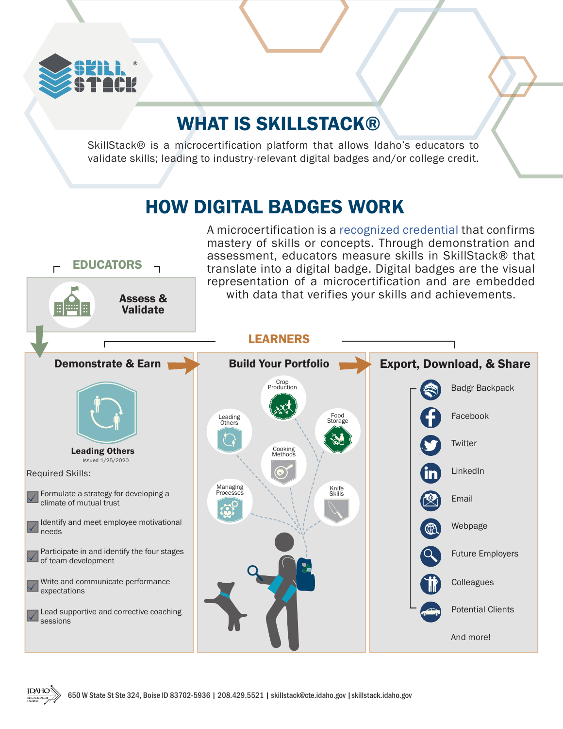# WHAT IS SKILLSTACK®

SkillStack® is a microcertification platform that allows Idaho's educators to validate skills; leading to industry-relevant digital badges and/or college credit.

# HOW DIGITAL BADGES WORK

A microcertification is a recognized credential that confirms mastery of skills or concepts. Through demonstration and assessment, educators measure skills in SkillStack® that translate into a digital badge. Digital badges are the visual representation of a microcertification and are embedded with data that verifies your skills and achievements.

## EDUCATORS

**Assess & Validate**

## LEARNERS

### Demonstrate & Earn

**Leading Others**

Issued 1/25/2020

Required Skills:

- Formulate a strategy for developing a climate of mutual trust
- Identify and meet employee motivational needs
- Participate in and identify the four stages of team development
- Write and communicate performance expectations
- Lead supportive and corrective coaching sessions

### Build Your Portfolio

- Crop Production
- Leading Others
- Food Storage
- Cooking Methods
- Managing Processes
- Knife Skills

### Export, Download, & Share

- Badgr Backpack
- Facebook
- Twitter
- LinkedIn
- Email
- Webpage
- Future Employers
- Colleagues
- Potential Clients

And more!

650 W State St Ste 324, Boise ID 83702-5936 | 208.429.5521 | skillstack@cte.idaho.gov | skillstack.idaho.gov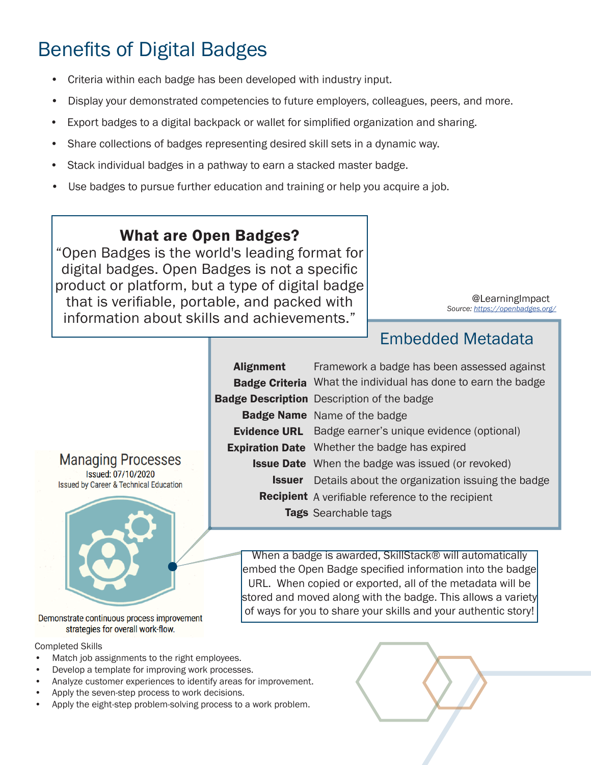# Benefits of Digital Badges

- Criteria within each badge has been developed with industry input.
- Display your demonstrated competencies to future employers, colleagues, peers, and more.
- Export badges to a digital backpack or wallet for simplified organization and sharing.
- Share collections of badges representing desired skill sets in a dynamic way.
- Stack individual badges in a pathway to earn a stacked master badge.
- Use badges to pursue further education and training or help you acquire a job.

## What are Open Badges?

"Open Badges is the world's leading format for digital badges. Open Badges is not a specific product or platform, but a type of digital badge that is verifiable, portable, and packed with information about skills and achievements."

@LearningImpact
*Source: https://openbadges.org/*

## Embedded Metadata

| | |
|---|---|
| **Alignment** | Framework a badge has been assessed against |
| **Badge Criteria** | What the individual has done to earn the badge |
| **Badge Description** | Description of the badge |
| **Badge Name** | Name of the badge |
| **Evidence URL** | Badge earner's unique evidence (optional) |
| **Expiration Date** | Whether the badge has expired |
| **Issue Date** | When the badge was issued (or revoked) |
| **Issuer** | Details about the organization issuing the badge |
| **Recipient** | A verifiable reference to the recipient |
| **Tags** | Searchable tags |

Managing Processes
Issued: 07/10/2020
Issued by Career & Technical Education

Demonstrate continuous process improvement strategies for overall work-flow.

When a badge is awarded, SkillStack® will automatically embed the Open Badge specified information into the badge URL. When copied or exported, all of the metadata will be stored and moved along with the badge. This allows a variety of ways for you to share your skills and your authentic story!

Completed Skills

- Match job assignments to the right employees.
- Develop a template for improving work processes.
- Analyze customer experiences to identify areas for improvement.
- Apply the seven-step process to work decisions.
- Apply the eight-step problem-solving process to a work problem.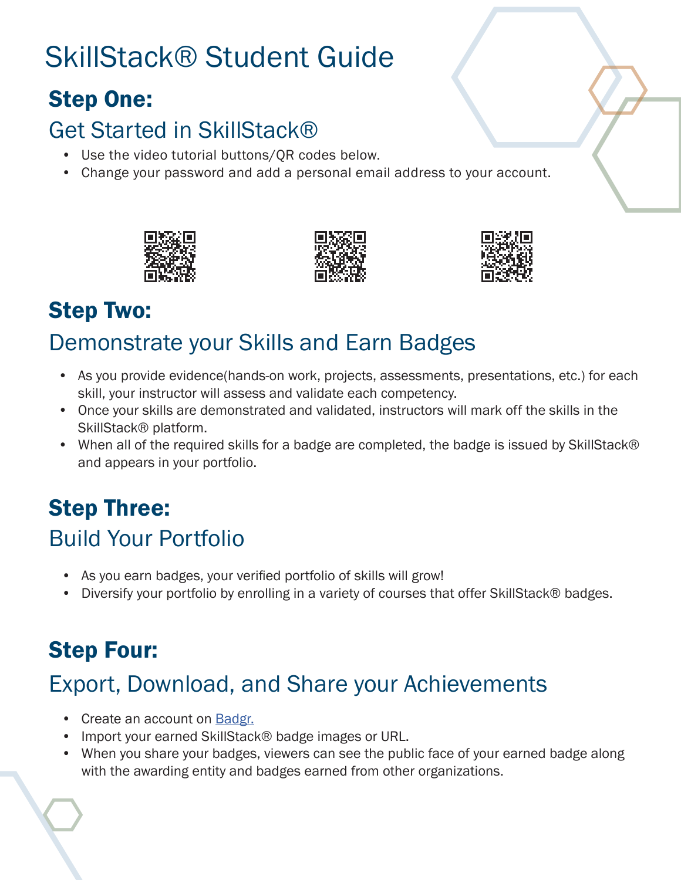# SkillStack® Student Guide

## Step One:

### Get Started in SkillStack®

- Use the video tutorial buttons/QR codes below.
- Change your password and add a personal email address to your account.

## Step Two:

### Demonstrate your Skills and Earn Badges

- As you provide evidence(hands-on work, projects, assessments, presentations, etc.) for each skill, your instructor will assess and validate each competency.
- Once your skills are demonstrated and validated, instructors will mark off the skills in the SkillStack® platform.
- When all of the required skills for a badge are completed, the badge is issued by SkillStack® and appears in your portfolio.

## Step Three:

### Build Your Portfolio

- As you earn badges, your verified portfolio of skills will grow!
- Diversify your portfolio by enrolling in a variety of courses that offer SkillStack® badges.

## Step Four:

### Export, Download, and Share your Achievements

- Create an account on Badgr.
- Import your earned SkillStack® badge images or URL.
- When you share your badges, viewers can see the public face of your earned badge along with the awarding entity and badges earned from other organizations.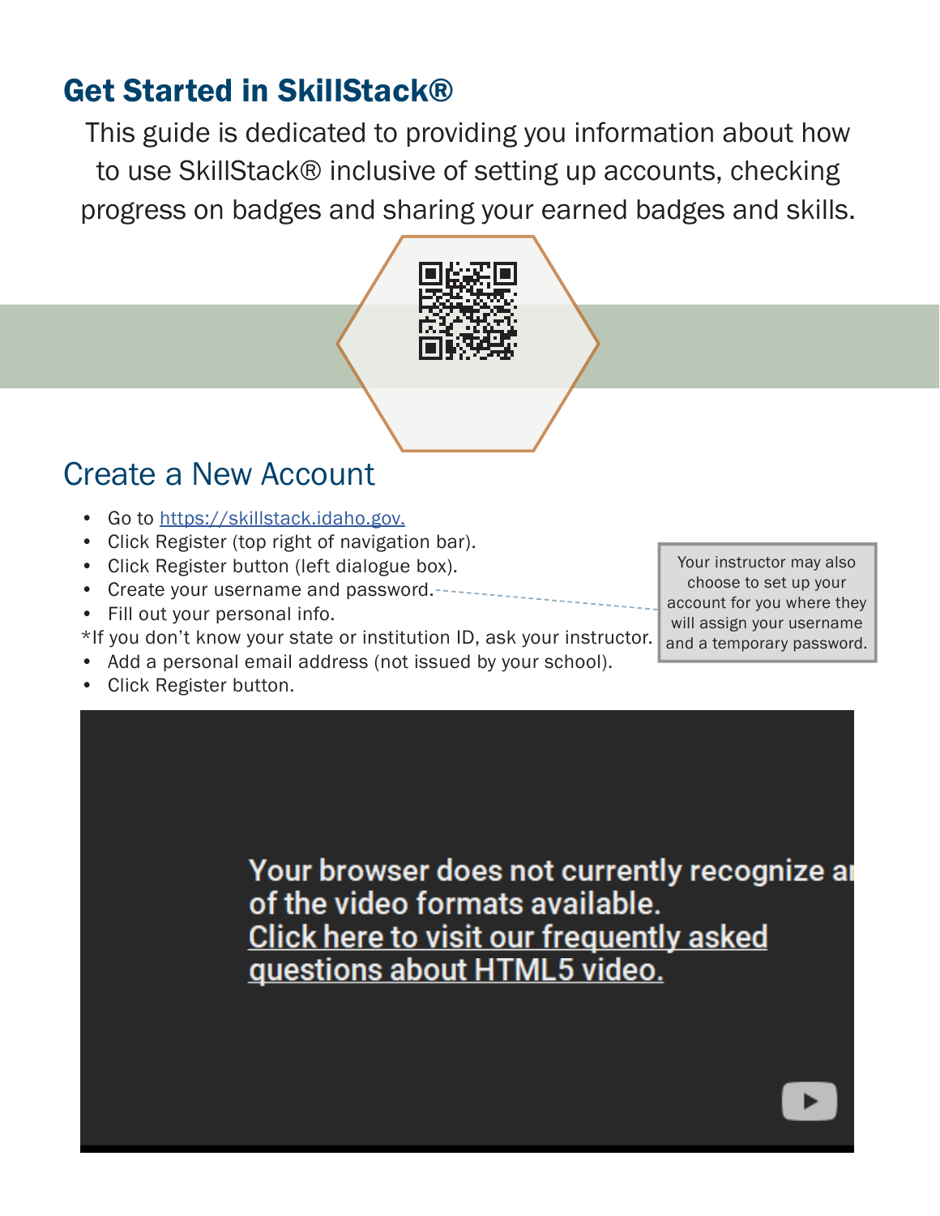# Get Started in SkillStack®

This guide is dedicated to providing you information about how to use SkillStack® inclusive of setting up accounts, checking progress on badges and sharing your earned badges and skills.

## Create a New Account

- Go to https://skillstack.idaho.gov.
- Click Register (top right of navigation bar).
- Click Register button (left dialogue box).
- Create your username and password.
- Fill out your personal info.

*If you don't know your state or institution ID, ask your instructor.

- Add a personal email address (not issued by your school).
- Click Register button.

Your instructor may also choose to set up your account for you where they will assign your username and a temporary password.

Your browser does not currently recognize any of the video formats available.
Click here to visit our frequently asked questions about HTML5 video.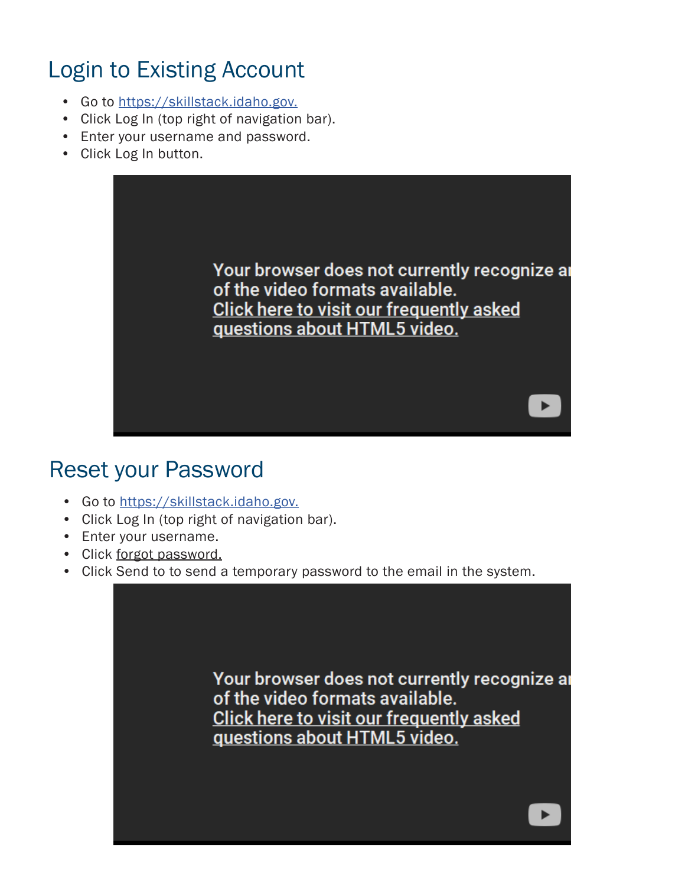## Login to Existing Account

- Go to https://skillstack.idaho.gov.
- Click Log In (top right of navigation bar).
- Enter your username and password.
- Click Log In button.

## Reset your Password

- Go to https://skillstack.idaho.gov.
- Click Log In (top right of navigation bar).
- Enter your username.
- Click forgot password.
- Click Send to to send a temporary password to the email in the system.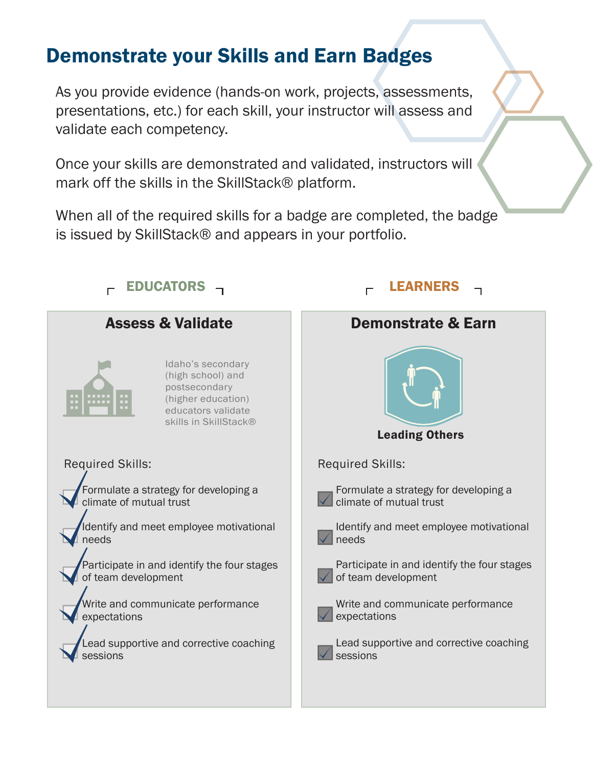# Demonstrate your Skills and Earn Badges

As you provide evidence (hands-on work, projects, assessments, presentations, etc.) for each skill, your instructor will assess and validate each competency.

Once your skills are demonstrated and validated, instructors will mark off the skills in the SkillStack® platform.

When all of the required skills for a badge are completed, the badge is issued by SkillStack® and appears in your portfolio.

## EDUCATORS

### Assess & Validate

Idaho's secondary (high school) and postsecondary (higher education) educators validate skills in SkillStack®

Required Skills:

- [x] Formulate a strategy for developing a climate of mutual trust
- [x] Identify and meet employee motivational needs
- [x] Participate in and identify the four stages of team development
- [x] Write and communicate performance expectations
- [x] Lead supportive and corrective coaching sessions

## LEARNERS

### Demonstrate & Earn

**Leading Others**

Required Skills:

- [x] Formulate a strategy for developing a climate of mutual trust
- [x] Identify and meet employee motivational needs
- [x] Participate in and identify the four stages of team development
- [x] Write and communicate performance expectations
- [x] Lead supportive and corrective coaching sessions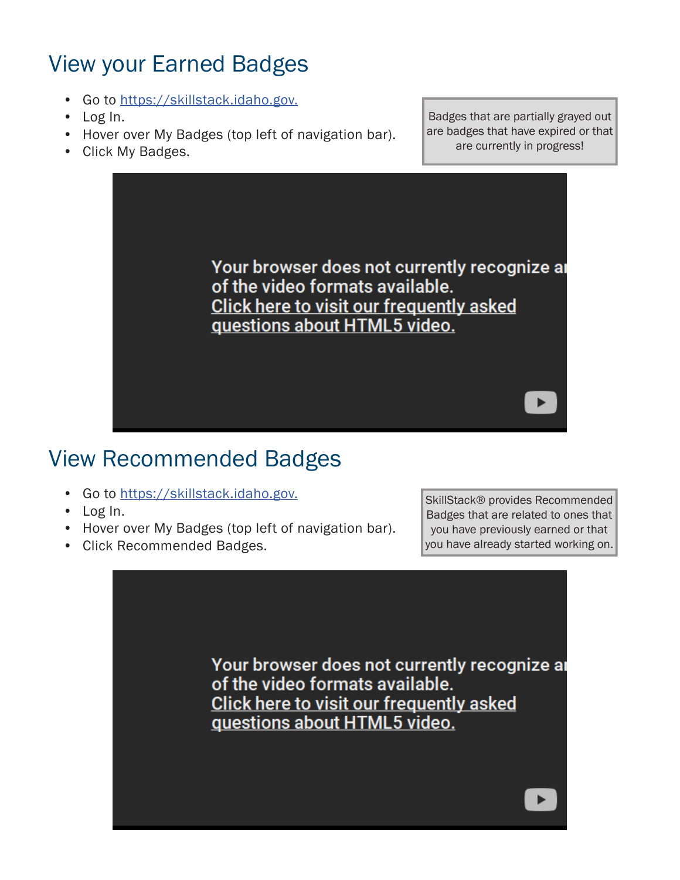## View your Earned Badges

- Go to https://skillstack.idaho.gov.
- Log In.
- Hover over My Badges (top left of navigation bar).
- Click My Badges.

Badges that are partially grayed out are badges that have expired or that are currently in progress!

Your browser does not currently recognize any of the video formats available.
Click here to visit our frequently asked questions about HTML5 video.

## View Recommended Badges

- Go to https://skillstack.idaho.gov.
- Log In.
- Hover over My Badges (top left of navigation bar).
- Click Recommended Badges.

SkillStack® provides Recommended Badges that are related to ones that you have previously earned or that you have already started working on.

Your browser does not currently recognize any of the video formats available.
Click here to visit our frequently asked questions about HTML5 video.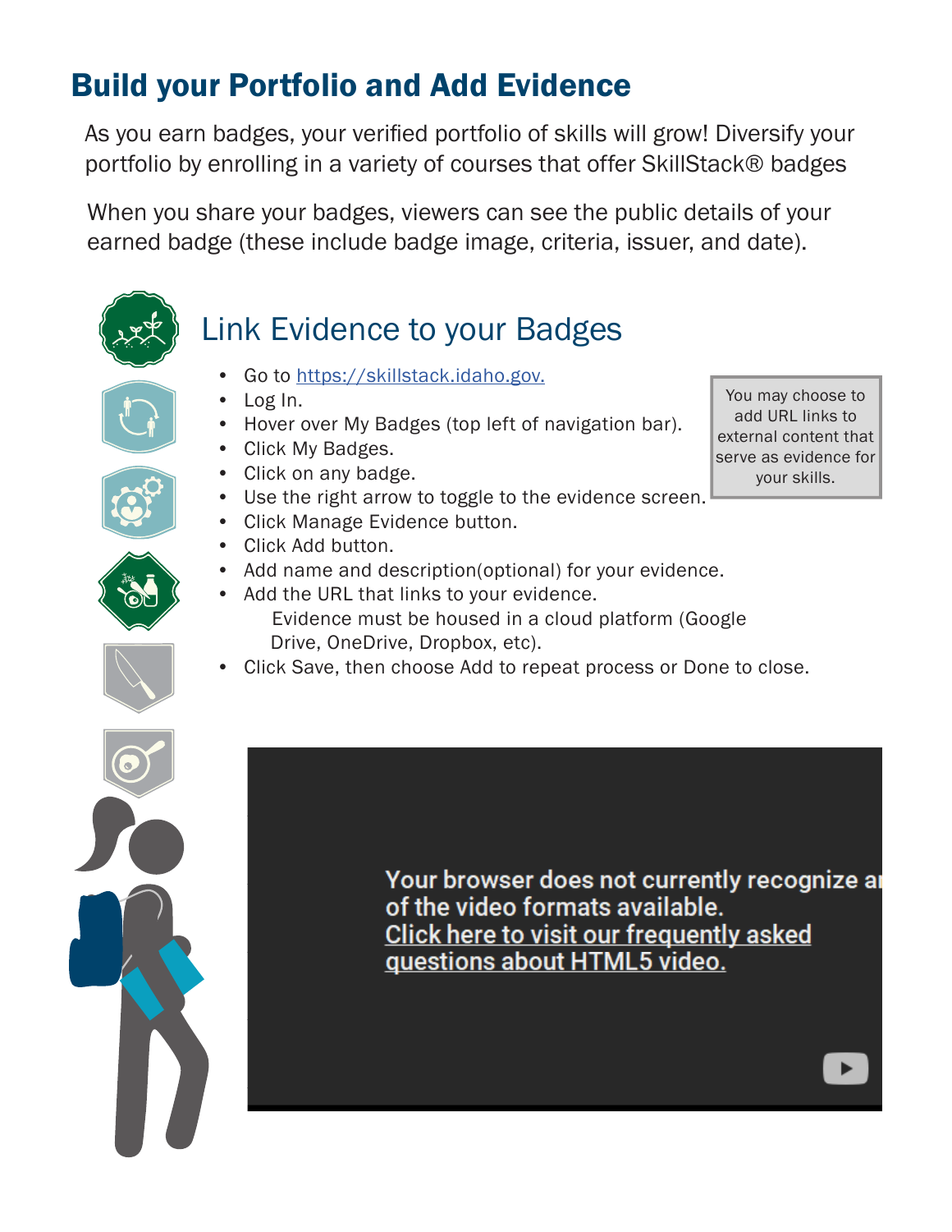# Build your Portfolio and Add Evidence

As you earn badges, your verified portfolio of skills will grow! Diversify your portfolio by enrolling in a variety of courses that offer SkillStack® badges

When you share your badges, viewers can see the public details of your earned badge (these include badge image, criteria, issuer, and date).

## Link Evidence to your Badges

- Go to https://skillstack.idaho.gov.
- Log In.
- Hover over My Badges (top left of navigation bar).
- Click My Badges.
- Click on any badge.
- Use the right arrow to toggle to the evidence screen.
- Click Manage Evidence button.
- Click Add button.
- Add name and description(optional) for your evidence.
- Add the URL that links to your evidence.
  Evidence must be housed in a cloud platform (Google Drive, OneDrive, Dropbox, etc).
- Click Save, then choose Add to repeat process or Done to close.

You may choose to add URL links to external content that serve as evidence for your skills.

Your browser does not currently recognize any of the video formats available.
Click here to visit our frequently asked questions about HTML5 video.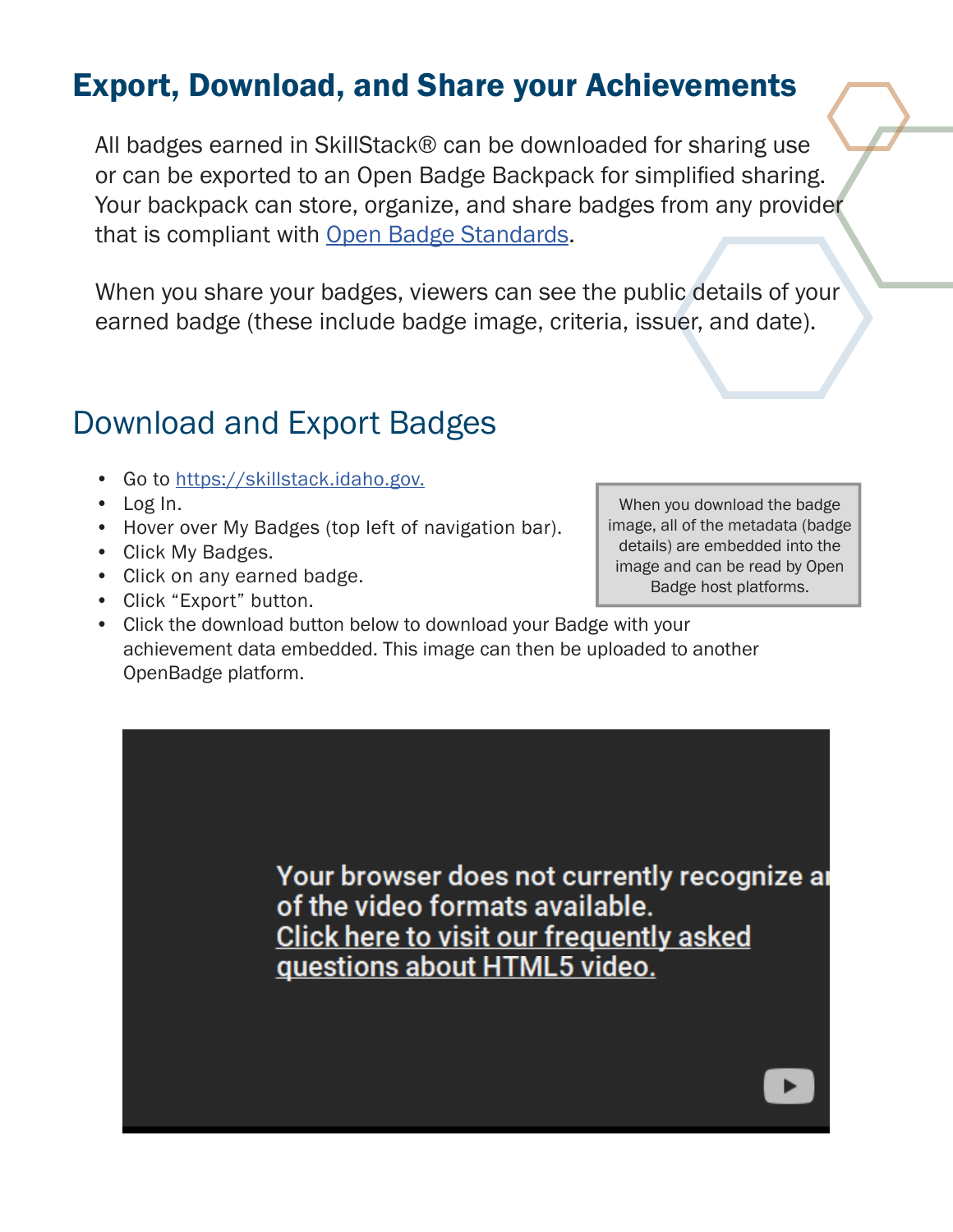# Export, Download, and Share your Achievements

All badges earned in SkillStack® can be downloaded for sharing use or can be exported to an Open Badge Backpack for simplified sharing. Your backpack can store, organize, and share badges from any provider that is compliant with [Open Badge Standards](Open Badge Standards).

When you share your badges, viewers can see the public details of your earned badge (these include badge image, criteria, issuer, and date).

## Download and Export Badges

- Go to https://skillstack.idaho.gov.
- Log In.
- Hover over My Badges (top left of navigation bar).
- Click My Badges.
- Click on any earned badge.
- Click "Export" button.
- Click the download button below to download your Badge with your achievement data embedded. This image can then be uploaded to another OpenBadge platform.

When you download the badge image, all of the metadata (badge details) are embedded into the image and can be read by Open Badge host platforms.

Your browser does not currently recognize any of the video formats available.
Click here to visit our frequently asked questions about HTML5 video.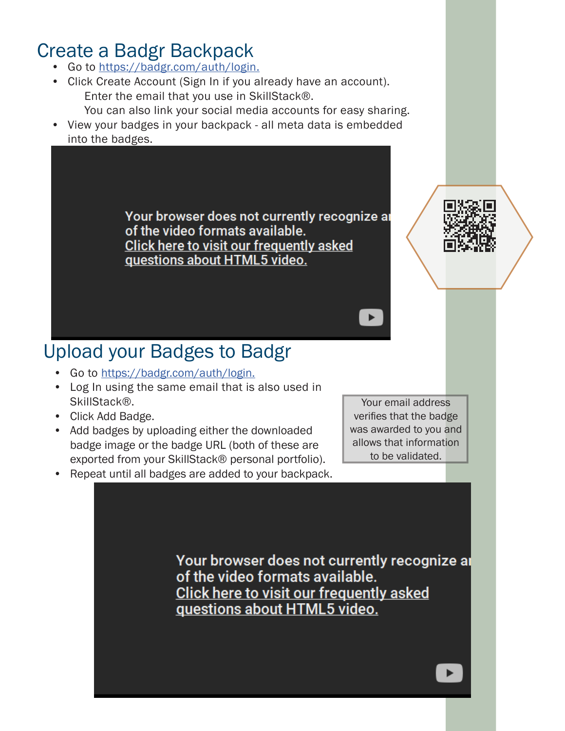# Create a Badgr Backpack

- Go to https://badgr.com/auth/login.
- Click Create Account (Sign In if you already have an account).
  Enter the email that you use in SkillStack®.
  You can also link your social media accounts for easy sharing.
- View your badges in your backpack - all meta data is embedded into the badges.

Your browser does not currently recognize any of the video formats available.
Click here to visit our frequently asked questions about HTML5 video.

# Upload your Badges to Badgr

- Go to https://badgr.com/auth/login.
- Log In using the same email that is also used in SkillStack®.
- Click Add Badge.
- Add badges by uploading either the downloaded badge image or the badge URL (both of these are exported from your SkillStack® personal portfolio).
- Repeat until all badges are added to your backpack.

Your email address verifies that the badge was awarded to you and allows that information to be validated.

Your browser does not currently recognize any of the video formats available.
Click here to visit our frequently asked questions about HTML5 video.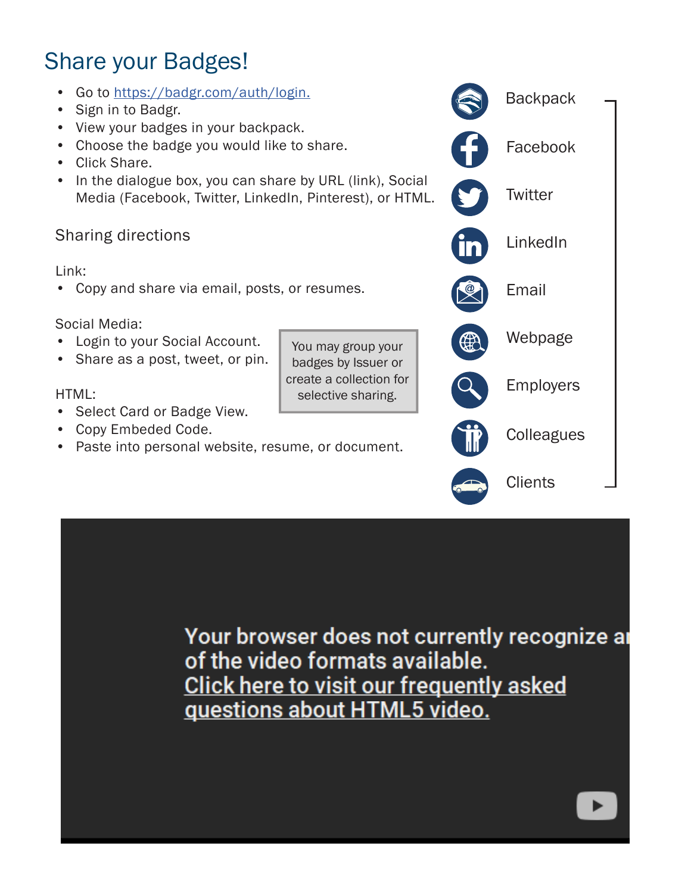# Share your Badges!

- Go to https://badgr.com/auth/login.
- Sign in to Badgr.
- View your badges in your backpack.
- Choose the badge you would like to share.
- Click Share.
- In the dialogue box, you can share by URL (link), Social Media (Facebook, Twitter, LinkedIn, Pinterest), or HTML.

## Sharing directions

Link:

- Copy and share via email, posts, or resumes.

Social Media:

- Login to your Social Account.
- Share as a post, tweet, or pin.

HTML:

- Select Card or Badge View.
- Copy Embeded Code.
- Paste into personal website, resume, or document.

You may group your badges by Issuer or create a collection for selective sharing.

Backpack

Facebook

Twitter

LinkedIn

Email

Webpage

Employers

Colleagues

Clients

Your browser does not currently recognize any of the video formats available.
Click here to visit our frequently asked questions about HTML5 video.